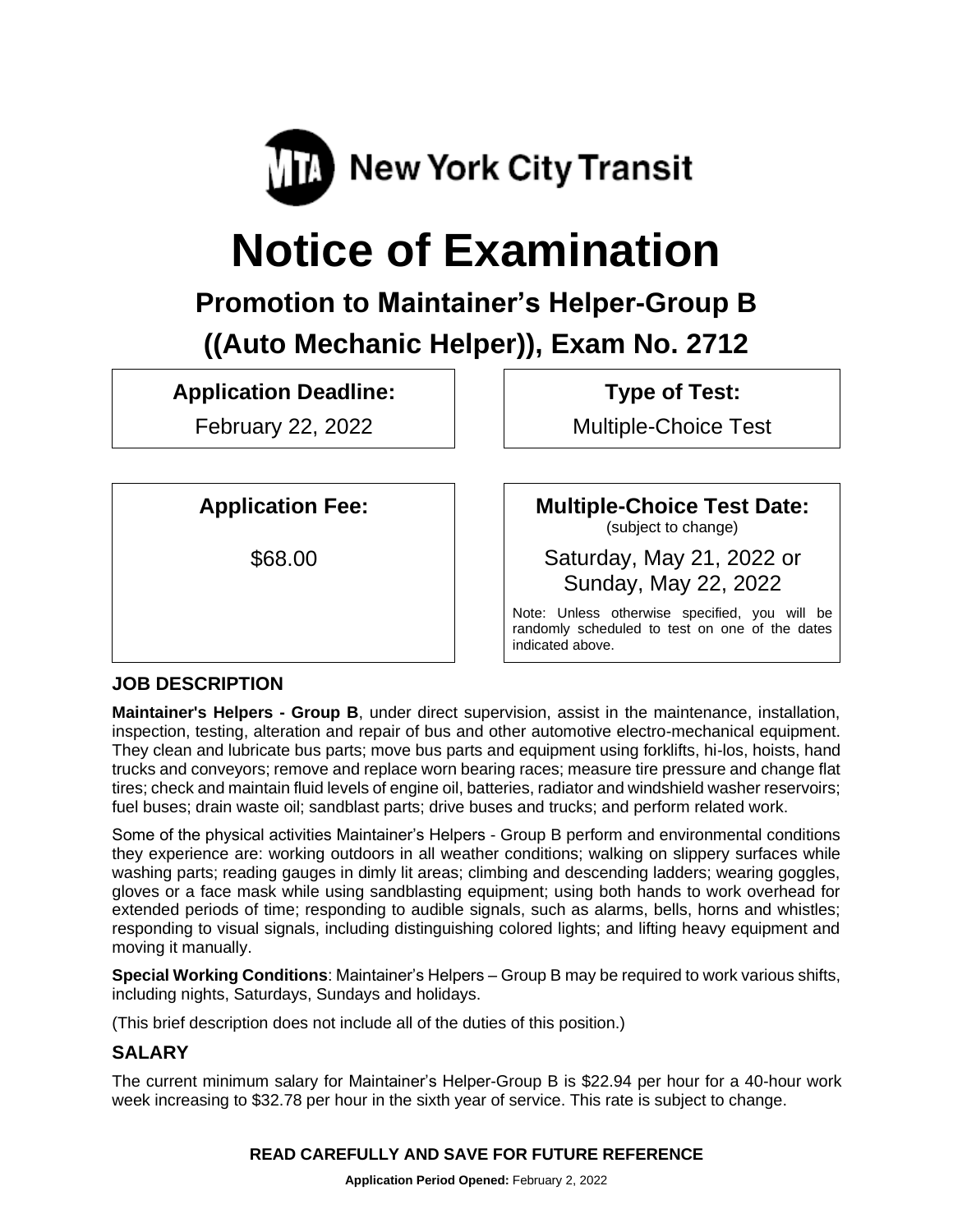MTA New York City Transit

# Notice of Examination

## Promotion to Maintainer's Helper-Group B

## ((Auto Mechanic Helper)), Exam No. 2712

**Application Deadline:**

February 22, 2022

**Type of Test:**

Multiple-Choice Test

**Application Fee:**

$68.00

**Multiple-Choice Test Date:**
(subject to change)

Saturday, May 21, 2022 or Sunday, May 22, 2022

Note: Unless otherwise specified, you will be randomly scheduled to test on one of the dates indicated above.

### JOB DESCRIPTION

**Maintainer's Helpers - Group B**, under direct supervision, assist in the maintenance, installation, inspection, testing, alteration and repair of bus and other automotive electro-mechanical equipment. They clean and lubricate bus parts; move bus parts and equipment using forklifts, hi-los, hoists, hand trucks and conveyors; remove and replace worn bearing races; measure tire pressure and change flat tires; check and maintain fluid levels of engine oil, batteries, radiator and windshield washer reservoirs; fuel buses; drain waste oil; sandblast parts; drive buses and trucks; and perform related work.

Some of the physical activities Maintainer's Helpers - Group B perform and environmental conditions they experience are: working outdoors in all weather conditions; walking on slippery surfaces while washing parts; reading gauges in dimly lit areas; climbing and descending ladders; wearing goggles, gloves or a face mask while using sandblasting equipment; using both hands to work overhead for extended periods of time; responding to audible signals, such as alarms, bells, horns and whistles; responding to visual signals, including distinguishing colored lights; and lifting heavy equipment and moving it manually.

**Special Working Conditions**: Maintainer's Helpers – Group B may be required to work various shifts, including nights, Saturdays, Sundays and holidays.

(This brief description does not include all of the duties of this position.)

### SALARY

The current minimum salary for Maintainer's Helper-Group B is $22.94 per hour for a 40-hour work week increasing to $32.78 per hour in the sixth year of service. This rate is subject to change.

**READ CAREFULLY AND SAVE FOR FUTURE REFERENCE**

**Application Period Opened:** February 2, 2022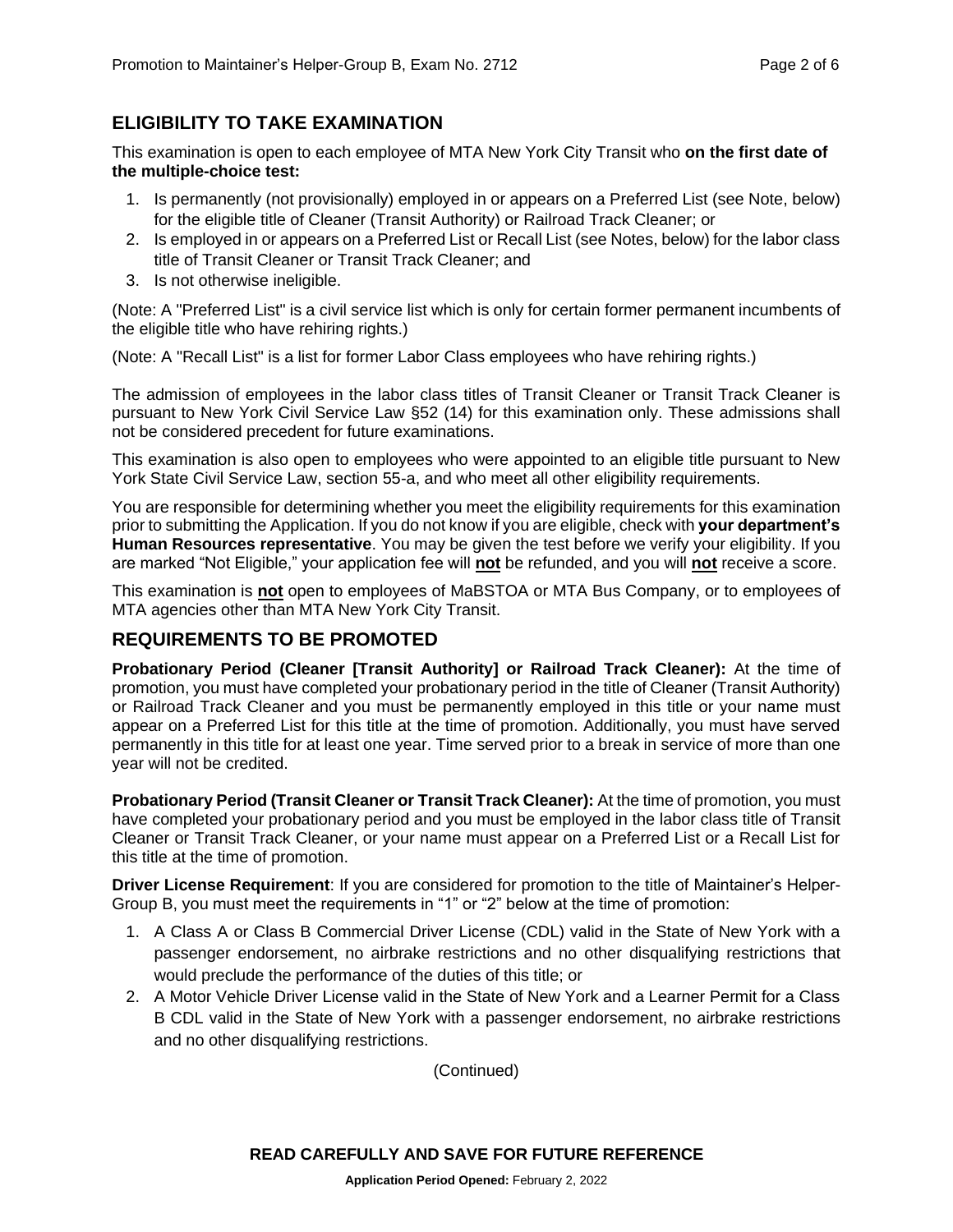## ELIGIBILITY TO TAKE EXAMINATION

This examination is open to each employee of MTA New York City Transit who **on the first date of the multiple-choice test:**

1. Is permanently (not provisionally) employed in or appears on a Preferred List (see Note, below) for the eligible title of Cleaner (Transit Authority) or Railroad Track Cleaner; or
2. Is employed in or appears on a Preferred List or Recall List (see Notes, below) for the labor class title of Transit Cleaner or Transit Track Cleaner; and
3. Is not otherwise ineligible.

(Note: A "Preferred List" is a civil service list which is only for certain former permanent incumbents of the eligible title who have rehiring rights.)

(Note: A "Recall List" is a list for former Labor Class employees who have rehiring rights.)

The admission of employees in the labor class titles of Transit Cleaner or Transit Track Cleaner is pursuant to New York Civil Service Law §52 (14) for this examination only. These admissions shall not be considered precedent for future examinations.

This examination is also open to employees who were appointed to an eligible title pursuant to New York State Civil Service Law, section 55-a, and who meet all other eligibility requirements.

You are responsible for determining whether you meet the eligibility requirements for this examination prior to submitting the Application. If you do not know if you are eligible, check with **your department's Human Resources representative**. You may be given the test before we verify your eligibility. If you are marked "Not Eligible," your application fee will **not** be refunded, and you will **not** receive a score.

This examination is **not** open to employees of MaBSTOA or MTA Bus Company, or to employees of MTA agencies other than MTA New York City Transit.

## REQUIREMENTS TO BE PROMOTED

**Probationary Period (Cleaner [Transit Authority] or Railroad Track Cleaner):** At the time of promotion, you must have completed your probationary period in the title of Cleaner (Transit Authority) or Railroad Track Cleaner and you must be permanently employed in this title or your name must appear on a Preferred List for this title at the time of promotion. Additionally, you must have served permanently in this title for at least one year. Time served prior to a break in service of more than one year will not be credited.

**Probationary Period (Transit Cleaner or Transit Track Cleaner):** At the time of promotion, you must have completed your probationary period and you must be employed in the labor class title of Transit Cleaner or Transit Track Cleaner, or your name must appear on a Preferred List or a Recall List for this title at the time of promotion.

**Driver License Requirement**: If you are considered for promotion to the title of Maintainer's Helper-Group B, you must meet the requirements in "1" or "2" below at the time of promotion:

1. A Class A or Class B Commercial Driver License (CDL) valid in the State of New York with a passenger endorsement, no airbrake restrictions and no other disqualifying restrictions that would preclude the performance of the duties of this title; or
2. A Motor Vehicle Driver License valid in the State of New York and a Learner Permit for a Class B CDL valid in the State of New York with a passenger endorsement, no airbrake restrictions and no other disqualifying restrictions.

(Continued)

**READ CAREFULLY AND SAVE FOR FUTURE REFERENCE**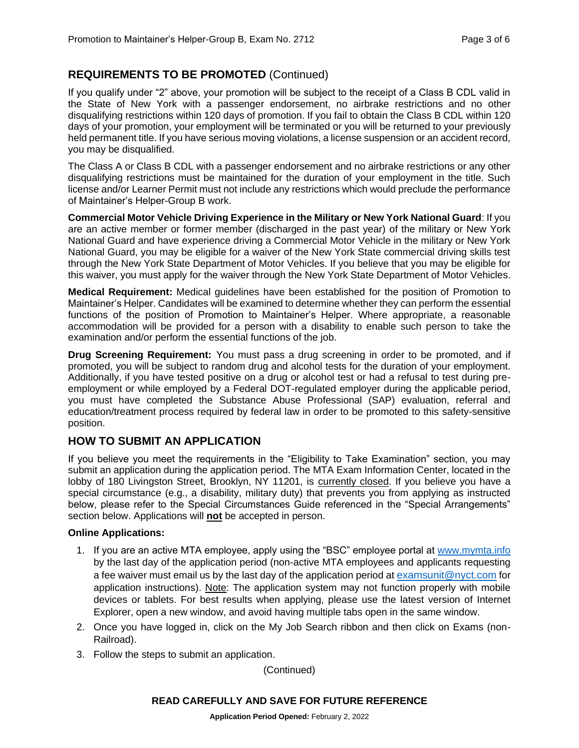## REQUIREMENTS TO BE PROMOTED (Continued)

If you qualify under "2" above, your promotion will be subject to the receipt of a Class B CDL valid in the State of New York with a passenger endorsement, no airbrake restrictions and no other disqualifying restrictions within 120 days of promotion. If you fail to obtain the Class B CDL within 120 days of your promotion, your employment will be terminated or you will be returned to your previously held permanent title. If you have serious moving violations, a license suspension or an accident record, you may be disqualified.

The Class A or Class B CDL with a passenger endorsement and no airbrake restrictions or any other disqualifying restrictions must be maintained for the duration of your employment in the title. Such license and/or Learner Permit must not include any restrictions which would preclude the performance of Maintainer's Helper-Group B work.

**Commercial Motor Vehicle Driving Experience in the Military or New York National Guard**: If you are an active member or former member (discharged in the past year) of the military or New York National Guard and have experience driving a Commercial Motor Vehicle in the military or New York National Guard, you may be eligible for a waiver of the New York State commercial driving skills test through the New York State Department of Motor Vehicles. If you believe that you may be eligible for this waiver, you must apply for the waiver through the New York State Department of Motor Vehicles.

**Medical Requirement:** Medical guidelines have been established for the position of Promotion to Maintainer's Helper. Candidates will be examined to determine whether they can perform the essential functions of the position of Promotion to Maintainer's Helper. Where appropriate, a reasonable accommodation will be provided for a person with a disability to enable such person to take the examination and/or perform the essential functions of the job.

**Drug Screening Requirement:** You must pass a drug screening in order to be promoted, and if promoted, you will be subject to random drug and alcohol tests for the duration of your employment. Additionally, if you have tested positive on a drug or alcohol test or had a refusal to test during pre-employment or while employed by a Federal DOT-regulated employer during the applicable period, you must have completed the Substance Abuse Professional (SAP) evaluation, referral and education/treatment process required by federal law in order to be promoted to this safety-sensitive position.

## HOW TO SUBMIT AN APPLICATION

If you believe you meet the requirements in the "Eligibility to Take Examination" section, you may submit an application during the application period. The MTA Exam Information Center, located in the lobby of 180 Livingston Street, Brooklyn, NY 11201, is currently closed. If you believe you have a special circumstance (e.g., a disability, military duty) that prevents you from applying as instructed below, please refer to the Special Circumstances Guide referenced in the "Special Arrangements" section below. Applications will **not** be accepted in person.

**Online Applications:**

1. If you are an active MTA employee, apply using the "BSC" employee portal at www.mymta.info by the last day of the application period (non-active MTA employees and applicants requesting a fee waiver must email us by the last day of the application period at examsunit@nyct.com for application instructions). Note: The application system may not function properly with mobile devices or tablets. For best results when applying, please use the latest version of Internet Explorer, open a new window, and avoid having multiple tabs open in the same window.
2. Once you have logged in, click on the My Job Search ribbon and then click on Exams (non-Railroad).
3. Follow the steps to submit an application.

(Continued)

**READ CAREFULLY AND SAVE FOR FUTURE REFERENCE**

**Application Period Opened:** February 2, 2022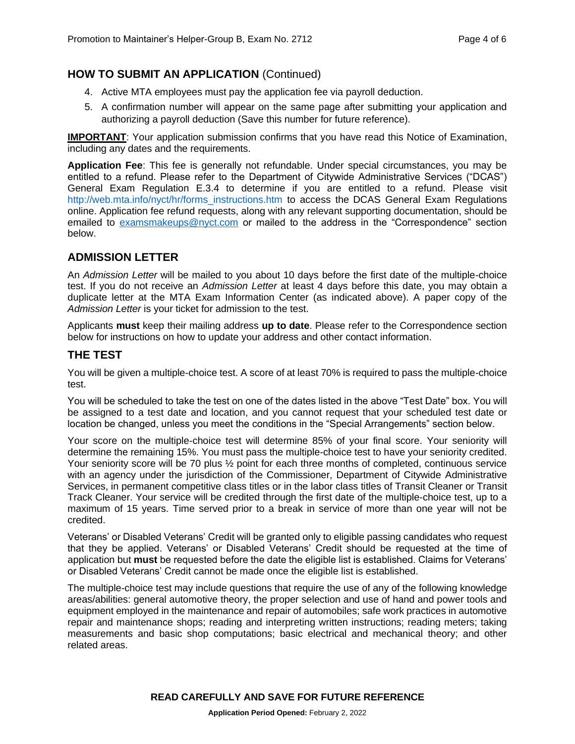## HOW TO SUBMIT AN APPLICATION (Continued)

4. Active MTA employees must pay the application fee via payroll deduction.
5. A confirmation number will appear on the same page after submitting your application and authorizing a payroll deduction (Save this number for future reference).

**IMPORTANT**: Your application submission confirms that you have read this Notice of Examination, including any dates and the requirements.

**Application Fee**: This fee is generally not refundable. Under special circumstances, you may be entitled to a refund. Please refer to the Department of Citywide Administrative Services ("DCAS") General Exam Regulation E.3.4 to determine if you are entitled to a refund. Please visit http://web.mta.info/nyct/hr/forms_instructions.htm to access the DCAS General Exam Regulations online. Application fee refund requests, along with any relevant supporting documentation, should be emailed to examsmakeups@nyct.com or mailed to the address in the "Correspondence" section below.

## ADMISSION LETTER

An *Admission Letter* will be mailed to you about 10 days before the first date of the multiple-choice test. If you do not receive an *Admission Letter* at least 4 days before this date, you may obtain a duplicate letter at the MTA Exam Information Center (as indicated above). A paper copy of the *Admission Letter* is your ticket for admission to the test.

Applicants **must** keep their mailing address **up to date**. Please refer to the Correspondence section below for instructions on how to update your address and other contact information.

## THE TEST

You will be given a multiple-choice test. A score of at least 70% is required to pass the multiple-choice test.

You will be scheduled to take the test on one of the dates listed in the above "Test Date" box. You will be assigned to a test date and location, and you cannot request that your scheduled test date or location be changed, unless you meet the conditions in the "Special Arrangements" section below.

Your score on the multiple-choice test will determine 85% of your final score. Your seniority will determine the remaining 15%. You must pass the multiple-choice test to have your seniority credited. Your seniority score will be 70 plus ½ point for each three months of completed, continuous service with an agency under the jurisdiction of the Commissioner, Department of Citywide Administrative Services, in permanent competitive class titles or in the labor class titles of Transit Cleaner or Transit Track Cleaner. Your service will be credited through the first date of the multiple-choice test, up to a maximum of 15 years. Time served prior to a break in service of more than one year will not be credited.

Veterans' or Disabled Veterans' Credit will be granted only to eligible passing candidates who request that they be applied. Veterans' or Disabled Veterans' Credit should be requested at the time of application but **must** be requested before the date the eligible list is established. Claims for Veterans' or Disabled Veterans' Credit cannot be made once the eligible list is established.

The multiple-choice test may include questions that require the use of any of the following knowledge areas/abilities: general automotive theory, the proper selection and use of hand and power tools and equipment employed in the maintenance and repair of automobiles; safe work practices in automotive repair and maintenance shops; reading and interpreting written instructions; reading meters; taking measurements and basic shop computations; basic electrical and mechanical theory; and other related areas.

**READ CAREFULLY AND SAVE FOR FUTURE REFERENCE**

**Application Period Opened:** February 2, 2022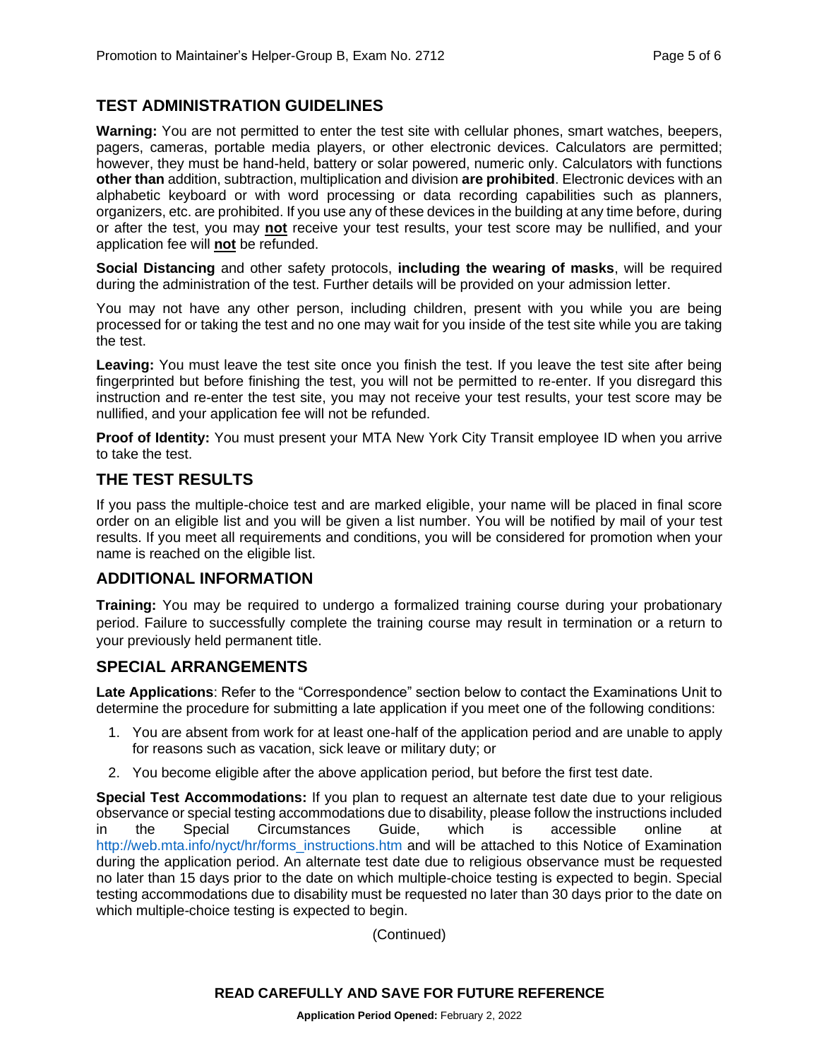## TEST ADMINISTRATION GUIDELINES

**Warning:** You are not permitted to enter the test site with cellular phones, smart watches, beepers, pagers, cameras, portable media players, or other electronic devices. Calculators are permitted; however, they must be hand-held, battery or solar powered, numeric only. Calculators with functions **other than** addition, subtraction, multiplication and division **are prohibited**. Electronic devices with an alphabetic keyboard or with word processing or data recording capabilities such as planners, organizers, etc. are prohibited. If you use any of these devices in the building at any time before, during or after the test, you may **not** receive your test results, your test score may be nullified, and your application fee will **not** be refunded.

**Social Distancing** and other safety protocols, **including the wearing of masks**, will be required during the administration of the test. Further details will be provided on your admission letter.

You may not have any other person, including children, present with you while you are being processed for or taking the test and no one may wait for you inside of the test site while you are taking the test.

**Leaving:** You must leave the test site once you finish the test. If you leave the test site after being fingerprinted but before finishing the test, you will not be permitted to re-enter. If you disregard this instruction and re-enter the test site, you may not receive your test results, your test score may be nullified, and your application fee will not be refunded.

**Proof of Identity:** You must present your MTA New York City Transit employee ID when you arrive to take the test.

## THE TEST RESULTS

If you pass the multiple-choice test and are marked eligible, your name will be placed in final score order on an eligible list and you will be given a list number. You will be notified by mail of your test results. If you meet all requirements and conditions, you will be considered for promotion when your name is reached on the eligible list.

## ADDITIONAL INFORMATION

**Training:** You may be required to undergo a formalized training course during your probationary period. Failure to successfully complete the training course may result in termination or a return to your previously held permanent title.

## SPECIAL ARRANGEMENTS

**Late Applications**: Refer to the "Correspondence" section below to contact the Examinations Unit to determine the procedure for submitting a late application if you meet one of the following conditions:

1. You are absent from work for at least one-half of the application period and are unable to apply for reasons such as vacation, sick leave or military duty; or
2. You become eligible after the above application period, but before the first test date.

**Special Test Accommodations:** If you plan to request an alternate test date due to your religious observance or special testing accommodations due to disability, please follow the instructions included in the Special Circumstances Guide, which is accessible online at http://web.mta.info/nyct/hr/forms_instructions.htm and will be attached to this Notice of Examination during the application period. An alternate test date due to religious observance must be requested no later than 15 days prior to the date on which multiple-choice testing is expected to begin. Special testing accommodations due to disability must be requested no later than 30 days prior to the date on which multiple-choice testing is expected to begin.

(Continued)

**READ CAREFULLY AND SAVE FOR FUTURE REFERENCE**

**Application Period Opened:** February 2, 2022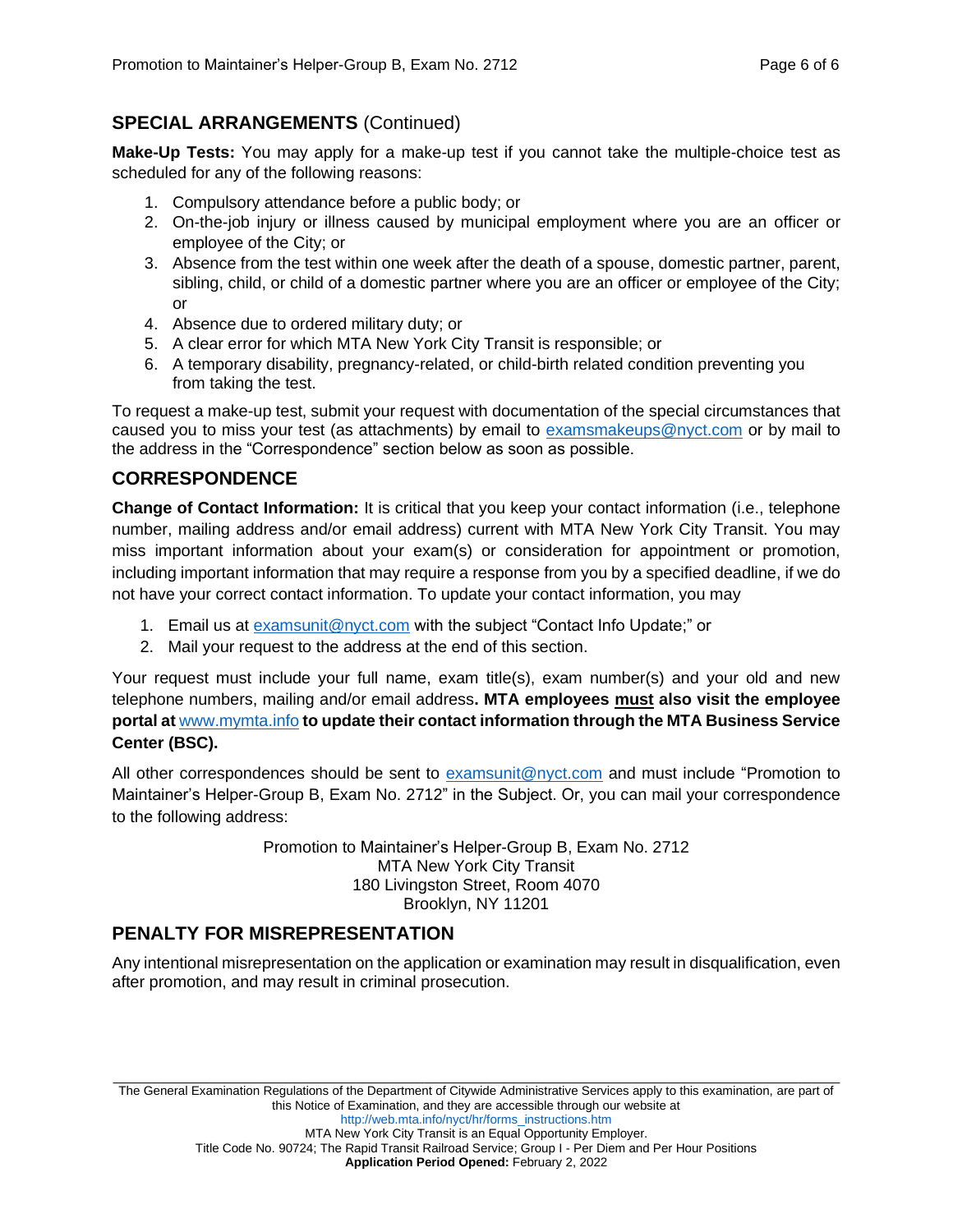## SPECIAL ARRANGEMENTS (Continued)

**Make-Up Tests:** You may apply for a make-up test if you cannot take the multiple-choice test as scheduled for any of the following reasons:

1. Compulsory attendance before a public body; or
2. On-the-job injury or illness caused by municipal employment where you are an officer or employee of the City; or
3. Absence from the test within one week after the death of a spouse, domestic partner, parent, sibling, child, or child of a domestic partner where you are an officer or employee of the City; or
4. Absence due to ordered military duty; or
5. A clear error for which MTA New York City Transit is responsible; or
6. A temporary disability, pregnancy-related, or child-birth related condition preventing you from taking the test.

To request a make-up test, submit your request with documentation of the special circumstances that caused you to miss your test (as attachments) by email to examsmakeups@nyct.com or by mail to the address in the "Correspondence" section below as soon as possible.

## CORRESPONDENCE

**Change of Contact Information:** It is critical that you keep your contact information (i.e., telephone number, mailing address and/or email address) current with MTA New York City Transit. You may miss important information about your exam(s) or consideration for appointment or promotion, including important information that may require a response from you by a specified deadline, if we do not have your correct contact information. To update your contact information, you may

1. Email us at examsunit@nyct.com with the subject "Contact Info Update;" or
2. Mail your request to the address at the end of this section.

Your request must include your full name, exam title(s), exam number(s) and your old and new telephone numbers, mailing and/or email address**. MTA employees must also visit the employee portal at** www.mymta.info **to update their contact information through the MTA Business Service Center (BSC).**

All other correspondences should be sent to examsunit@nyct.com and must include "Promotion to Maintainer's Helper-Group B, Exam No. 2712" in the Subject. Or, you can mail your correspondence to the following address:

Promotion to Maintainer's Helper-Group B, Exam No. 2712
MTA New York City Transit
180 Livingston Street, Room 4070
Brooklyn, NY 11201

## PENALTY FOR MISREPRESENTATION

Any intentional misrepresentation on the application or examination may result in disqualification, even after promotion, and may result in criminal prosecution.

---

The General Examination Regulations of the Department of Citywide Administrative Services apply to this examination, are part of this Notice of Examination, and they are accessible through our website at http://web.mta.info/nyct/hr/forms_instructions.htm
MTA New York City Transit is an Equal Opportunity Employer.
Title Code No. 90724; The Rapid Transit Railroad Service; Group I - Per Diem and Per Hour Positions
**Application Period Opened:** February 2, 2022